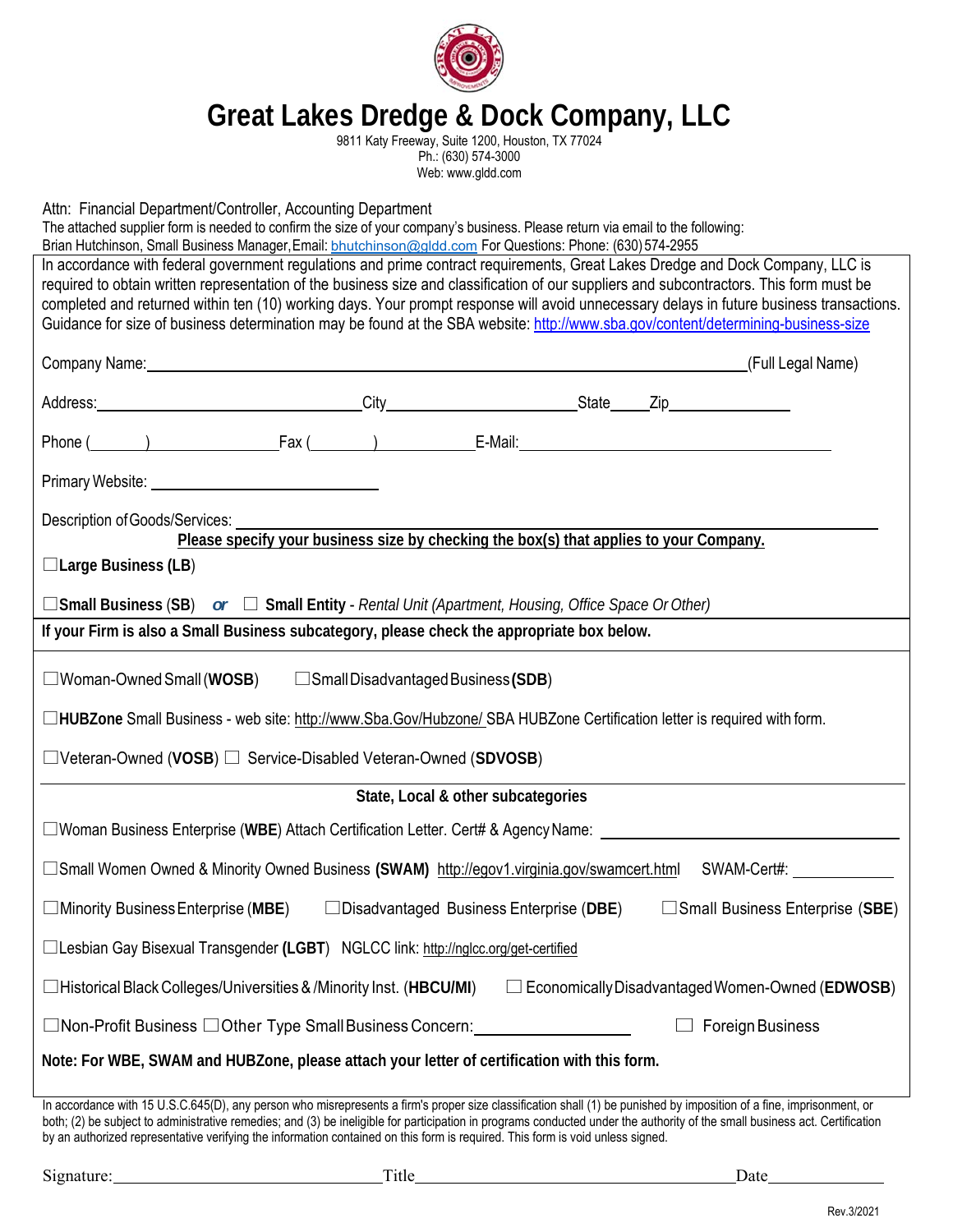# Great Lakes Dredge & Dock Company, LLC

9811 Katy Freeway, Suite 1200, Houston, TX 77024
Ph.: (630) 574-3000
Web: www.gldd.com

Attn: Financial Department/Controller, Accounting Department
The attached supplier form is needed to confirm the size of your company's business. Please return via email to the following:
Brian Hutchinson, Small Business Manager, Email: bhutchinson@gldd.com For Questions: Phone: (630) 574-2955

In accordance with federal government regulations and prime contract requirements, Great Lakes Dredge and Dock Company, LLC is required to obtain written representation of the business size and classification of our suppliers and subcontractors. This form must be completed and returned within ten (10) working days. Your prompt response will avoid unnecessary delays in future business transactions. Guidance for size of business determination may be found at the SBA website: http://www.sba.gov/content/determining-business-size

Company Name:______________________________________________(Full Legal Name)

Address:____________________City____________________State_____Zip______________

Phone (______)______________Fax (______)__________E-Mail:______________________________

Primary Website: ______________________

Description of Goods/Services: ____________________________________________

**Please specify your business size by checking the box(s) that applies to your Company.**

☐**Large Business (LB)**

☐**Small Business** (**SB**) ***or*** ☐ **Small Entity** - *Rental Unit (Apartment, Housing, Office Space Or Other)*

**If your Firm is also a Small Business subcategory, please check the appropriate box below.**

☐Woman-Owned Small (**WOSB**) ☐Small Disadvantaged Business (**SDB**)

☐**HUBZone** Small Business - web site: http://www.Sba.Gov/Hubzone/ SBA HUBZone Certification letter is required with form.

☐Veteran-Owned (**VOSB**) ☐ Service-Disabled Veteran-Owned (**SDVOSB**)

**State, Local & other subcategories**

☐Woman Business Enterprise (**WBE**) Attach Certification Letter. Cert# & Agency Name: ____________________

☐Small Women Owned & Minority Owned Business **(SWAM)** http://egov1.virginia.gov/swamcert.html SWAM-Cert#: __________

☐Minority Business Enterprise (**MBE**) ☐Disadvantaged Business Enterprise (**DBE**) ☐Small Business Enterprise (**SBE**)

☐Lesbian Gay Bisexual Transgender **(LGBT)** NGLCC link: http://nglcc.org/get-certified

☐Historical Black Colleges/Universities & /Minority Inst. (**HBCU/MI**) ☐ Economically Disadvantaged Women-Owned (**EDWOSB**)

☐Non-Profit Business ☐Other Type Small Business Concern:______________ ☐ Foreign Business

**Note: For WBE, SWAM and HUBZone, please attach your letter of certification with this form.**

In accordance with 15 U.S.C.645(D), any person who misrepresents a firm's proper size classification shall (1) be punished by imposition of a fine, imprisonment, or both; (2) be subject to administrative remedies; and (3) be ineligible for participation in programs conducted under the authority of the small business act. Certification by an authorized representative verifying the information contained on this form is required. This form is void unless signed.

Signature:________________________Title______________________________Date__________

Rev.3/2021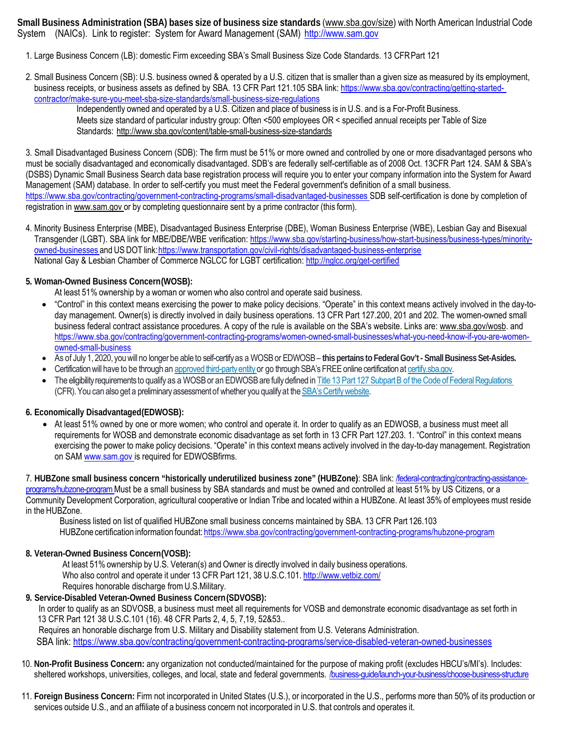**Small Business Administration (SBA) bases size of business size standards** (www.sba.gov/size) with North American Industrial Code System (NAICs). Link to register: System for Award Management (SAM) http://www.sam.gov

1. Large Business Concern (LB): domestic Firm exceeding SBA's Small Business Size Code Standards. 13 CFR Part 121

2. Small Business Concern (SB): U.S. business owned & operated by a U.S. citizen that is smaller than a given size as measured by its employment, business receipts, or business assets as defined by SBA. 13 CFR Part 121.105 SBA link: https://www.sba.gov/contracting/getting-started-contractor/make-sure-you-meet-sba-size-standards/small-business-size-regulations

   Independently owned and operated by a U.S. Citizen and place of business is in U.S. and is a For-Profit Business.
   Meets size standard of particular industry group: Often <500 employees OR < specified annual receipts per Table of Size Standards: http://www.sba.gov/content/table-small-business-size-standards

3. Small Disadvantaged Business Concern (SDB): The firm must be 51% or more owned and controlled by one or more disadvantaged persons who must be socially disadvantaged and economically disadvantaged. SDB's are federally self-certifiable as of 2008 Oct. 13CFR Part 124. SAM & SBA's (DSBS) Dynamic Small Business Search data base registration process will require you to enter your company information into the System for Award Management (SAM) database. In order to self-certify you must meet the Federal government's definition of a small business. https://www.sba.gov/contracting/government-contracting-programs/small-disadvantaged-businesses SDB self-certification is done by completion of registration in www.sam.gov or by completing questionnaire sent by a prime contractor (this form).

4. Minority Business Enterprise (MBE), Disadvantaged Business Enterprise (DBE), Woman Business Enterprise (WBE), Lesbian Gay and Bisexual Transgender (LGBT). SBA link for MBE/DBE/WBE verification: https://www.sba.gov/starting-business/how-start-business/business-types/minority-owned-businesses and US DOT link: https://www.transportation.gov/civil-rights/disadvantaged-business-enterprise
   National Gay & Lesbian Chamber of Commerce NGLCC for LGBT certification: http://nglcc.org/get-certified

**5. Woman-Owned Business Concern (WOSB):**

At least 51% ownership by a woman or women who also control and operate said business.

- "Control" in this context means exercising the power to make policy decisions. "Operate" in this context means actively involved in the day-to-day management. Owner(s) is directly involved in daily business operations. 13 CFR Part 127.200, 201 and 202. The women-owned small business federal contract assistance procedures. A copy of the rule is available on the SBA's website. Links are: www.sba.gov/wosb. and https://www.sba.gov/contracting/government-contracting-programs/women-owned-small-businesses/what-you-need-know-if-you-are-women-owned-small-business
- As of July 1, 2020, you will no longer be able to self-certify as a WOSB or EDWOSB – **this pertains to Federal Gov't - Small Business Set-Asides.**
- Certification will have to be through an approved third-party entity or go through SBA's FREE online certification at certify.sba.gov.
- The eligibility requirements to qualify as a WOSB or an EDWOSB are fully defined in Title 13 Part 127 Subpart B of the Code of Federal Regulations (CFR). You can also get a preliminary assessment of whether you qualify at the SBA's Certify website.

**6. Economically Disadvantaged (EDWOSB):**

- At least 51% owned by one or more women; who control and operate it. In order to qualify as an EDWOSB, a business must meet all requirements for WOSB and demonstrate economic disadvantage as set forth in 13 CFR Part 127.203. 1. "Control" in this context means exercising the power to make policy decisions. "Operate" in this context means actively involved in the day-to-day management. Registration on SAM www.sam.gov is required for EDWOSBfirms.

7. **HUBZone small business concern "historically underutilized business zone" (HUBZone)**: SBA link: /federal-contracting/contracting-assistance-programs/hubzone-program Must be a small business by SBA standards and must be owned and controlled at least 51% by US Citizens, or a Community Development Corporation, agricultural cooperative or Indian Tribe and located within a HUBZone. At least 35% of employees must reside in the HUBZone.

   Business listed on list of qualified HUBZone small business concerns maintained by SBA. 13 CFR Part 126.103
   HUBZone certification information foundat: https://www.sba.gov/contracting/government-contracting-programs/hubzone-program

**8. Veteran-Owned Business Concern (VOSB):**

At least 51% ownership by U.S. Veteran(s) and Owner is directly involved in daily business operations.
Who also control and operate it under 13 CFR Part 121, 38 U.S.C.101. http://www.vetbiz.com/
Requires honorable discharge from U.S.Military.

**9. Service-Disabled Veteran-Owned Business Concern (SDVOSB):**

In order to qualify as an SDVOSB, a business must meet all requirements for VOSB and demonstrate economic disadvantage as set forth in 13 CFR Part 121 38 U.S.C.101 (16). 48 CFR Parts 2, 4, 5, 7,19, 52&53..
Requires an honorable discharge from U.S. Military and Disability statement from U.S. Veterans Administration.
SBA link: https://www.sba.gov/contracting/government-contracting-programs/service-disabled-veteran-owned-businesses

10. **Non-Profit Business Concern:** any organization not conducted/maintained for the purpose of making profit (excludes HBCU's/MI's). Includes: sheltered workshops, universities, colleges, and local, state and federal governments. /business-guide/launch-your-business/choose-business-structure

11. **Foreign Business Concern:** Firm not incorporated in United States (U.S.), or incorporated in the U.S., performs more than 50% of its production or services outside U.S., and an affiliate of a business concern not incorporated in U.S. that controls and operates it.